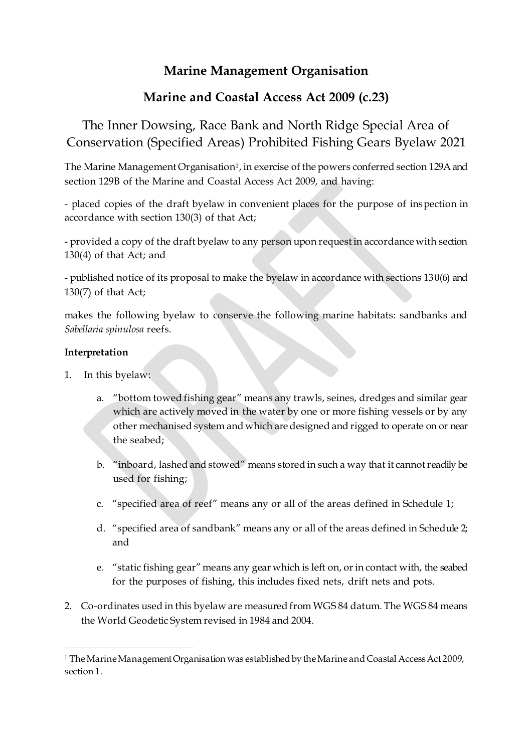# Marine Management Organisation

## Marine and Coastal Access Act 2009 (c.23)

## The Inner Dowsing, Race Bank and North Ridge Special Area of Conservation (Specified Areas) Prohibited Fishing Gears Byelaw 2021

The Marine Management Organisation[1], in exercise of the powers conferred section 129A and section 129B of the Marine and Coastal Access Act 2009, and having:

- placed copies of the draft byelaw in convenient places for the purpose of inspection in accordance with section 130(3) of that Act;

- provided a copy of the draft byelaw to any person upon request in accordance with section 130(4) of that Act; and

- published notice of its proposal to make the byelaw in accordance with sections 130(6) and 130(7) of that Act;

makes the following byelaw to conserve the following marine habitats: sandbanks and *Sabellaria spinulosa* reefs.

**Interpretation**

1. In this byelaw:

    a. "bottom towed fishing gear" means any trawls, seines, dredges and similar gear which are actively moved in the water by one or more fishing vessels or by any other mechanised system and which are designed and rigged to operate on or near the seabed;

    b. "inboard, lashed and stowed" means stored in such a way that it cannot readily be used for fishing;

    c. "specified area of reef" means any or all of the areas defined in Schedule 1;

    d. "specified area of sandbank" means any or all of the areas defined in Schedule 2; and

    e. "static fishing gear" means any gear which is left on, or in contact with, the seabed for the purposes of fishing, this includes fixed nets, drift nets and pots.

2. Co-ordinates used in this byelaw are measured from WGS 84 datum. The WGS 84 means the World Geodetic System revised in 1984 and 2004.

---

[1] The Marine Management Organisation was established by the Marine and Coastal Access Act 2009, section 1.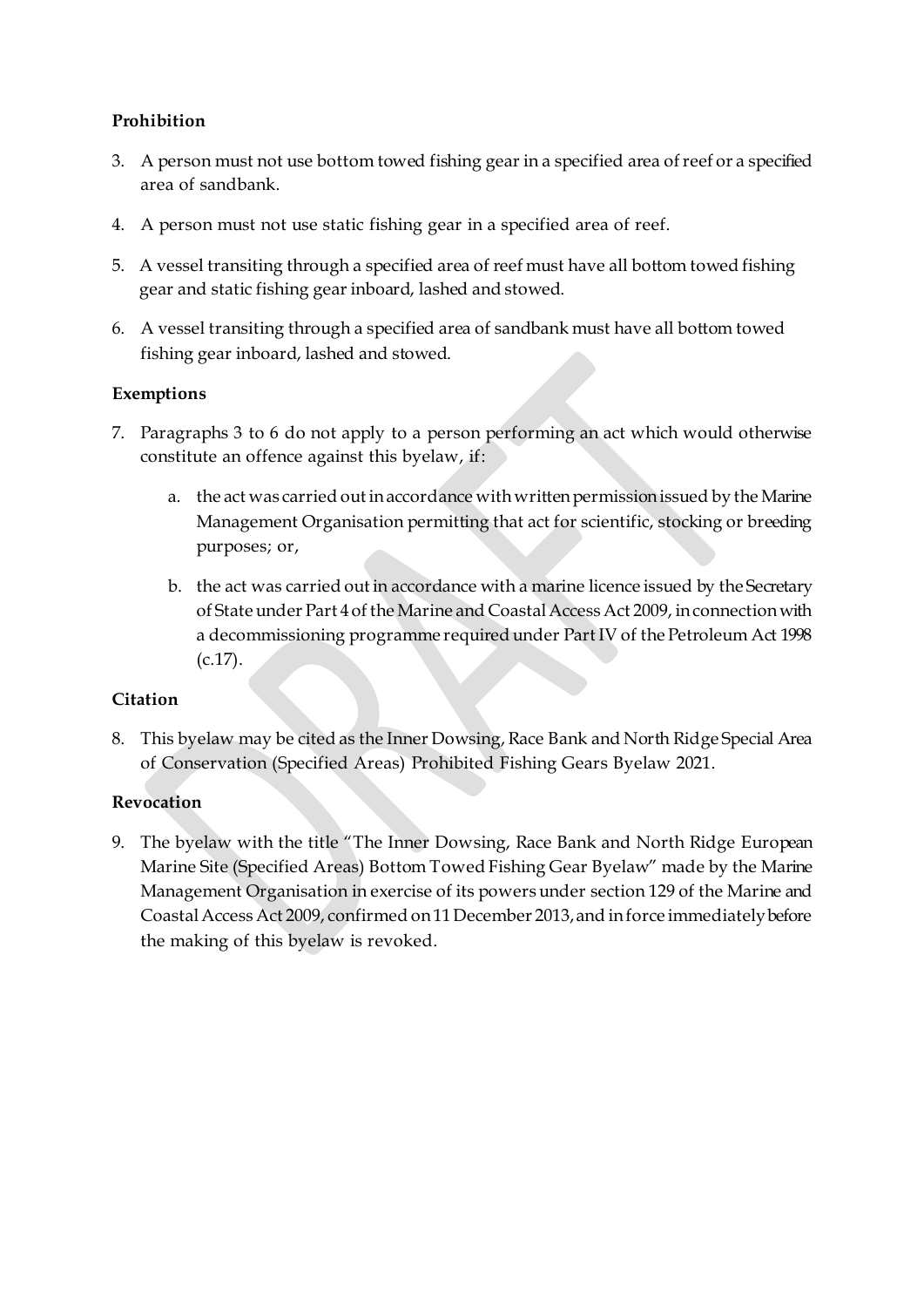**Prohibition**

3. A person must not use bottom towed fishing gear in a specified area of reef or a specified area of sandbank.

4. A person must not use static fishing gear in a specified area of reef.

5. A vessel transiting through a specified area of reef must have all bottom towed fishing gear and static fishing gear inboard, lashed and stowed.

6. A vessel transiting through a specified area of sandbank must have all bottom towed fishing gear inboard, lashed and stowed.

**Exemptions**

7. Paragraphs 3 to 6 do not apply to a person performing an act which would otherwise constitute an offence against this byelaw, if:

    a. the act was carried out in accordance with written permission issued by the Marine Management Organisation permitting that act for scientific, stocking or breeding purposes; or,

    b. the act was carried out in accordance with a marine licence issued by the Secretary of State under Part 4 of the Marine and Coastal Access Act 2009, in connection with a decommissioning programme required under Part IV of the Petroleum Act 1998 (c.17).

**Citation**

8. This byelaw may be cited as the Inner Dowsing, Race Bank and North Ridge Special Area of Conservation (Specified Areas) Prohibited Fishing Gears Byelaw 2021.

**Revocation**

9. The byelaw with the title "The Inner Dowsing, Race Bank and North Ridge European Marine Site (Specified Areas) Bottom Towed Fishing Gear Byelaw" made by the Marine Management Organisation in exercise of its powers under section 129 of the Marine and Coastal Access Act 2009, confirmed on 11 December 2013, and in force immediately before the making of this byelaw is revoked.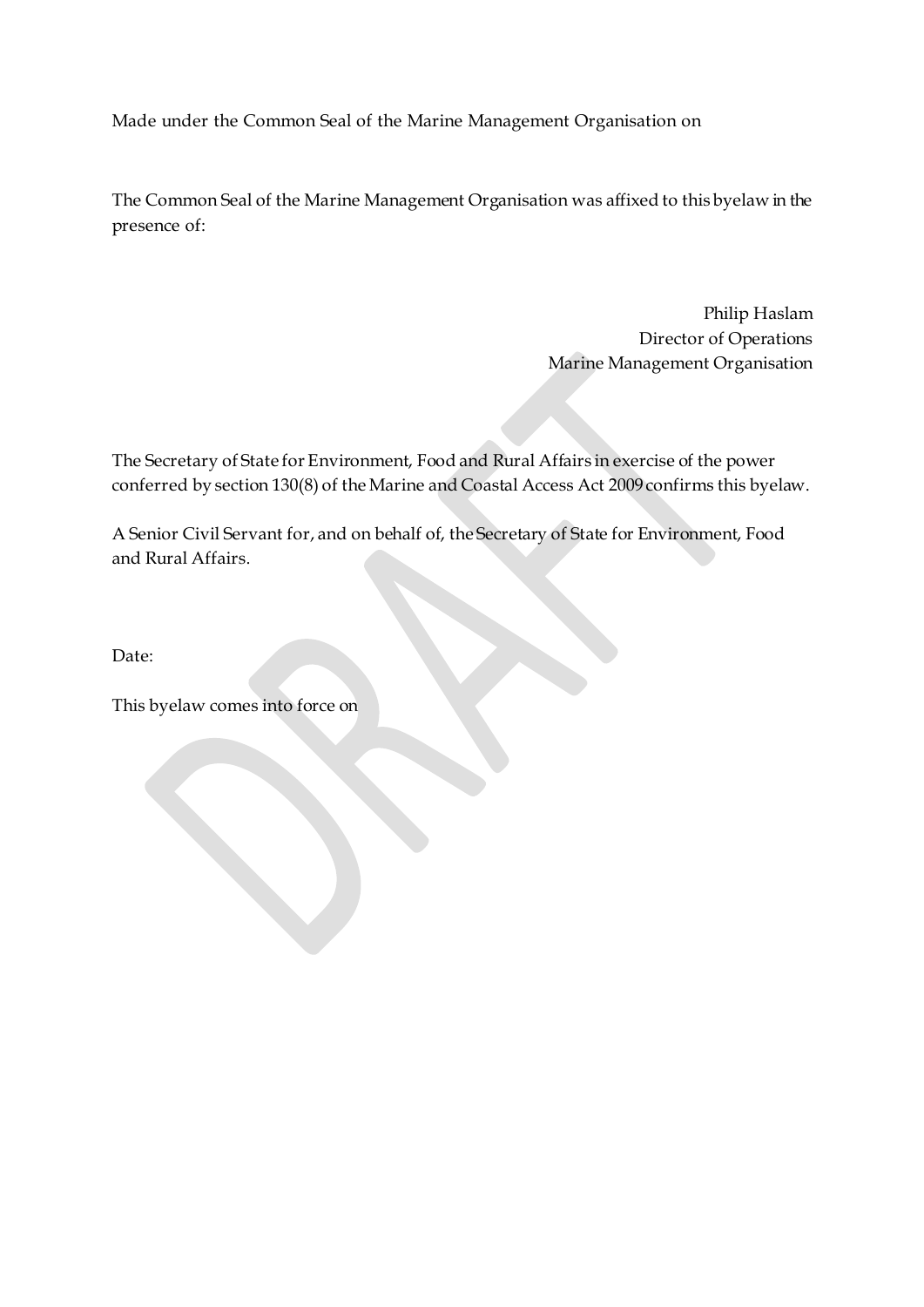Made under the Common Seal of the Marine Management Organisation on

The Common Seal of the Marine Management Organisation was affixed to this byelaw in the presence of:

Philip Haslam
Director of Operations
Marine Management Organisation

The Secretary of State for Environment, Food and Rural Affairs in exercise of the power conferred by section 130(8) of the Marine and Coastal Access Act 2009 confirms this byelaw.

A Senior Civil Servant for, and on behalf of, the Secretary of State for Environment, Food and Rural Affairs.

Date:

This byelaw comes into force on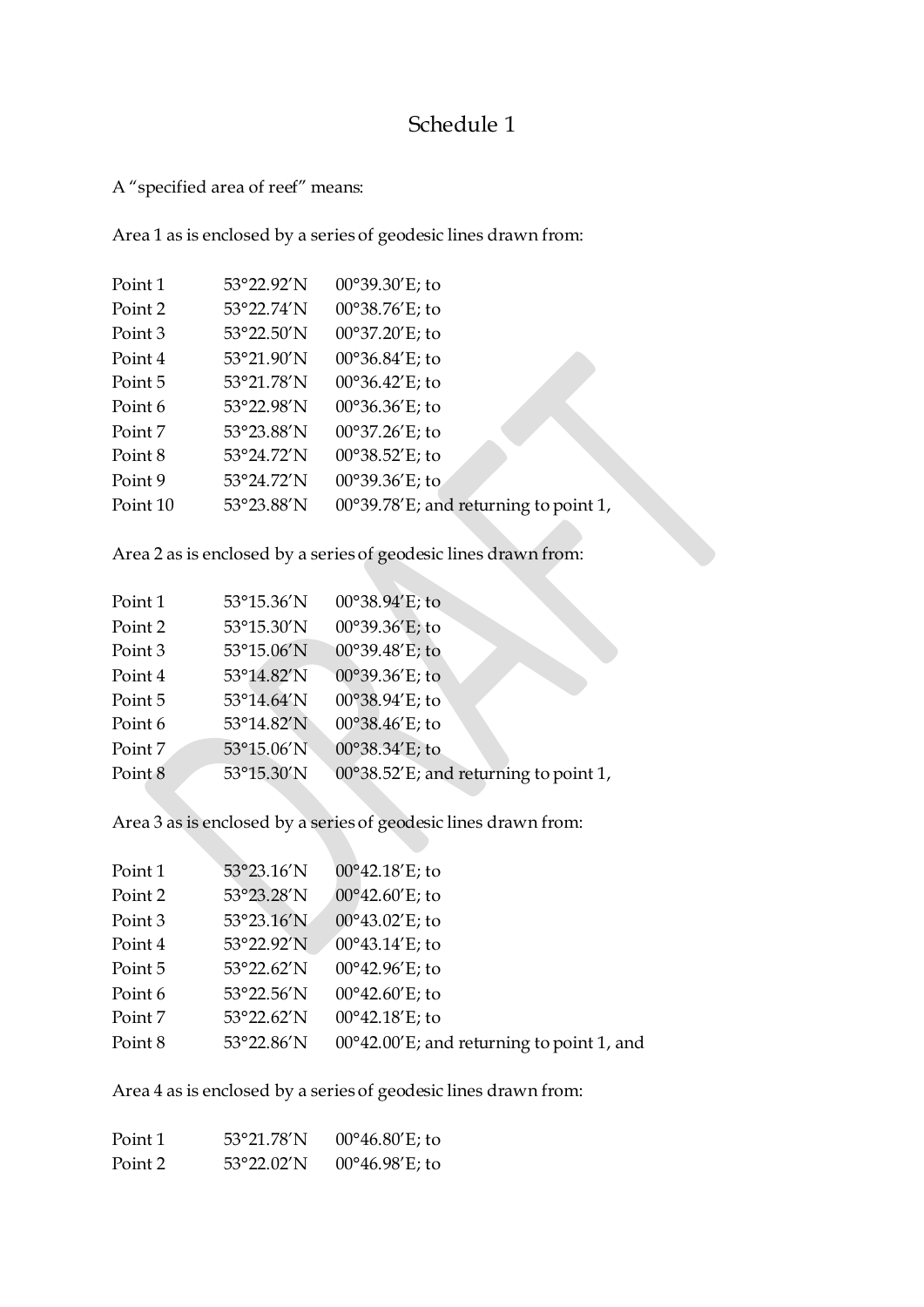# Schedule 1

A "specified area of reef" means:

Area 1 as is enclosed by a series of geodesic lines drawn from:

| | | |
|---|---|---|
| Point 1 | 53°22.92′N | 00°39.30′E; to |
| Point 2 | 53°22.74′N | 00°38.76′E; to |
| Point 3 | 53°22.50′N | 00°37.20′E; to |
| Point 4 | 53°21.90′N | 00°36.84′E; to |
| Point 5 | 53°21.78′N | 00°36.42′E; to |
| Point 6 | 53°22.98′N | 00°36.36′E; to |
| Point 7 | 53°23.88′N | 00°37.26′E; to |
| Point 8 | 53°24.72′N | 00°38.52′E; to |
| Point 9 | 53°24.72′N | 00°39.36′E; to |
| Point 10 | 53°23.88′N | 00°39.78′E; and returning to point 1, |

Area 2 as is enclosed by a series of geodesic lines drawn from:

| | | |
|---|---|---|
| Point 1 | 53°15.36′N | 00°38.94′E; to |
| Point 2 | 53°15.30′N | 00°39.36′E; to |
| Point 3 | 53°15.06′N | 00°39.48′E; to |
| Point 4 | 53°14.82′N | 00°39.36′E; to |
| Point 5 | 53°14.64′N | 00°38.94′E; to |
| Point 6 | 53°14.82′N | 00°38.46′E; to |
| Point 7 | 53°15.06′N | 00°38.34′E; to |
| Point 8 | 53°15.30′N | 00°38.52′E; and returning to point 1, |

Area 3 as is enclosed by a series of geodesic lines drawn from:

| | | |
|---|---|---|
| Point 1 | 53°23.16′N | 00°42.18′E; to |
| Point 2 | 53°23.28′N | 00°42.60′E; to |
| Point 3 | 53°23.16′N | 00°43.02′E; to |
| Point 4 | 53°22.92′N | 00°43.14′E; to |
| Point 5 | 53°22.62′N | 00°42.96′E; to |
| Point 6 | 53°22.56′N | 00°42.60′E; to |
| Point 7 | 53°22.62′N | 00°42.18′E; to |
| Point 8 | 53°22.86′N | 00°42.00′E; and returning to point 1, and |

Area 4 as is enclosed by a series of geodesic lines drawn from:

| | | |
|---|---|---|
| Point 1 | 53°21.78′N | 00°46.80′E; to |
| Point 2 | 53°22.02′N | 00°46.98′E; to |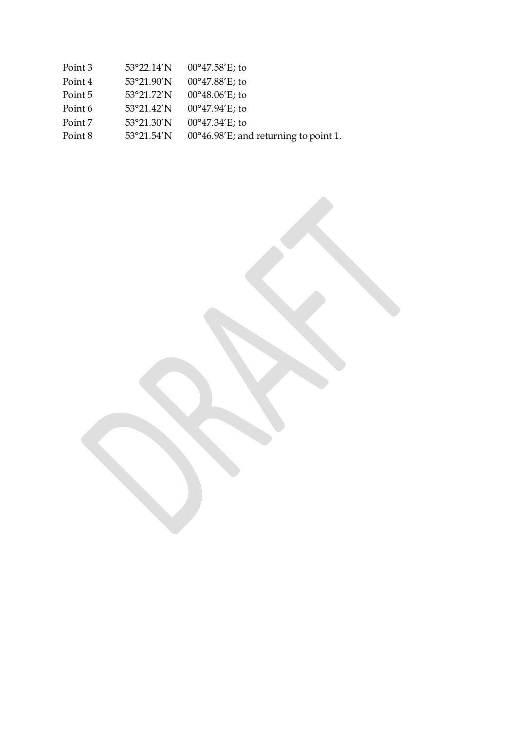| | | |
|---|---|---|
| Point 3 | 53°22.14′N | 00°47.58′E; to |
| Point 4 | 53°21.90′N | 00°47.88′E; to |
| Point 5 | 53°21.72′N | 00°48.06′E; to |
| Point 6 | 53°21.42′N | 00°47.94′E; to |
| Point 7 | 53°21.30′N | 00°47.34′E; to |
| Point 8 | 53°21.54′N | 00°46.98′E; and returning to point 1. |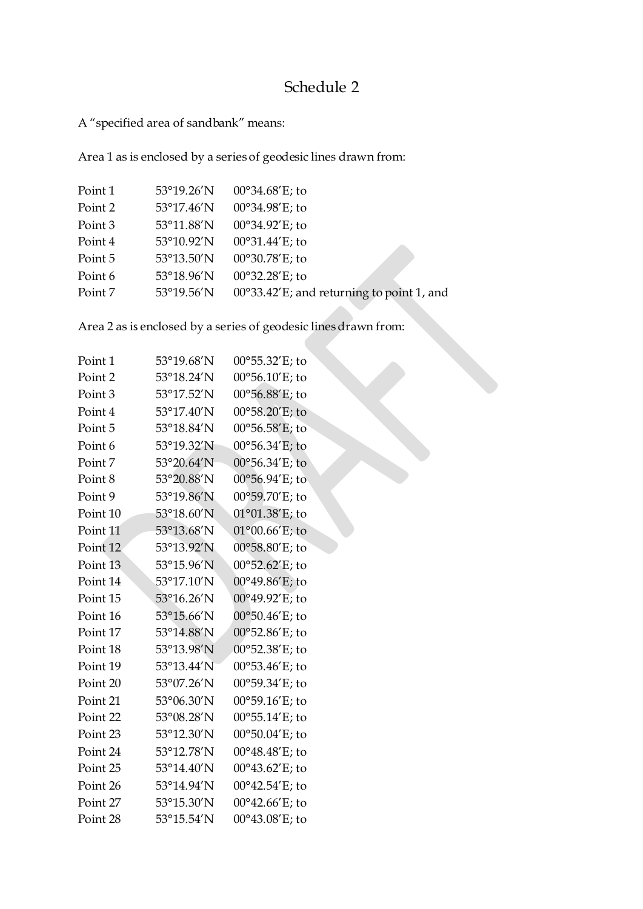# Schedule 2

A "specified area of sandbank" means:

Area 1 as is enclosed by a series of geodesic lines drawn from:

| | | |
|---|---|---|
| Point 1 | 53°19.26′N | 00°34.68′E; to |
| Point 2 | 53°17.46′N | 00°34.98′E; to |
| Point 3 | 53°11.88′N | 00°34.92′E; to |
| Point 4 | 53°10.92′N | 00°31.44′E; to |
| Point 5 | 53°13.50′N | 00°30.78′E; to |
| Point 6 | 53°18.96′N | 00°32.28′E; to |
| Point 7 | 53°19.56′N | 00°33.42′E; and returning to point 1, and |

Area 2 as is enclosed by a series of geodesic lines drawn from:

| | | |
|---|---|---|
| Point 1 | 53°19.68′N | 00°55.32′E; to |
| Point 2 | 53°18.24′N | 00°56.10′E; to |
| Point 3 | 53°17.52′N | 00°56.88′E; to |
| Point 4 | 53°17.40′N | 00°58.20′E; to |
| Point 5 | 53°18.84′N | 00°56.58′E; to |
| Point 6 | 53°19.32′N | 00°56.34′E; to |
| Point 7 | 53°20.64′N | 00°56.34′E; to |
| Point 8 | 53°20.88′N | 00°56.94′E; to |
| Point 9 | 53°19.86′N | 00°59.70′E; to |
| Point 10 | 53°18.60′N | 01°01.38′E; to |
| Point 11 | 53°13.68′N | 01°00.66′E; to |
| Point 12 | 53°13.92′N | 00°58.80′E; to |
| Point 13 | 53°15.96′N | 00°52.62′E; to |
| Point 14 | 53°17.10′N | 00°49.86′E; to |
| Point 15 | 53°16.26′N | 00°49.92′E; to |
| Point 16 | 53°15.66′N | 00°50.46′E; to |
| Point 17 | 53°14.88′N | 00°52.86′E; to |
| Point 18 | 53°13.98′N | 00°52.38′E; to |
| Point 19 | 53°13.44′N | 00°53.46′E; to |
| Point 20 | 53°07.26′N | 00°59.34′E; to |
| Point 21 | 53°06.30′N | 00°59.16′E; to |
| Point 22 | 53°08.28′N | 00°55.14′E; to |
| Point 23 | 53°12.30′N | 00°50.04′E; to |
| Point 24 | 53°12.78′N | 00°48.48′E; to |
| Point 25 | 53°14.40′N | 00°43.62′E; to |
| Point 26 | 53°14.94′N | 00°42.54′E; to |
| Point 27 | 53°15.30′N | 00°42.66′E; to |
| Point 28 | 53°15.54′N | 00°43.08′E; to |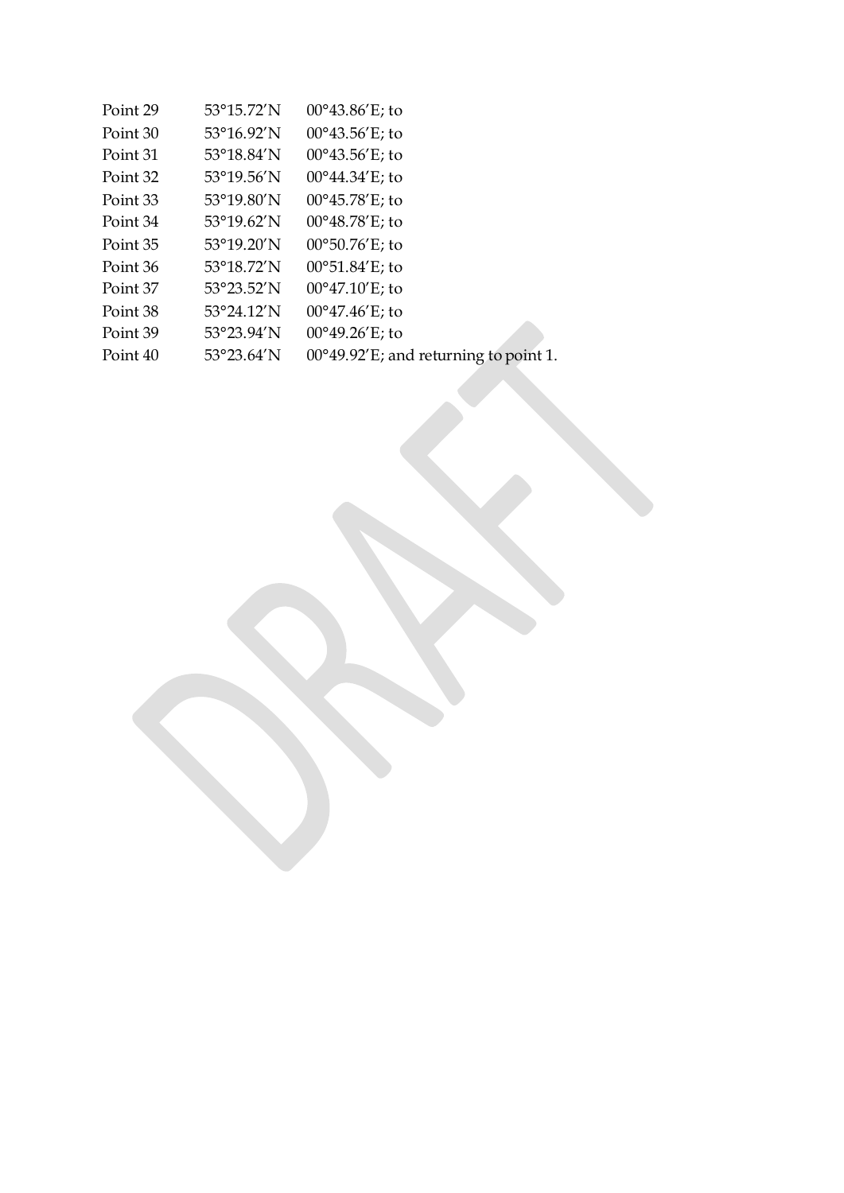| | | |
|---|---|---|
| Point 29 | 53°15.72′N | 00°43.86′E; to |
| Point 30 | 53°16.92′N | 00°43.56′E; to |
| Point 31 | 53°18.84′N | 00°43.56′E; to |
| Point 32 | 53°19.56′N | 00°44.34′E; to |
| Point 33 | 53°19.80′N | 00°45.78′E; to |
| Point 34 | 53°19.62′N | 00°48.78′E; to |
| Point 35 | 53°19.20′N | 00°50.76′E; to |
| Point 36 | 53°18.72′N | 00°51.84′E; to |
| Point 37 | 53°23.52′N | 00°47.10′E; to |
| Point 38 | 53°24.12′N | 00°47.46′E; to |
| Point 39 | 53°23.94′N | 00°49.26′E; to |
| Point 40 | 53°23.64′N | 00°49.92′E; and returning to point 1. |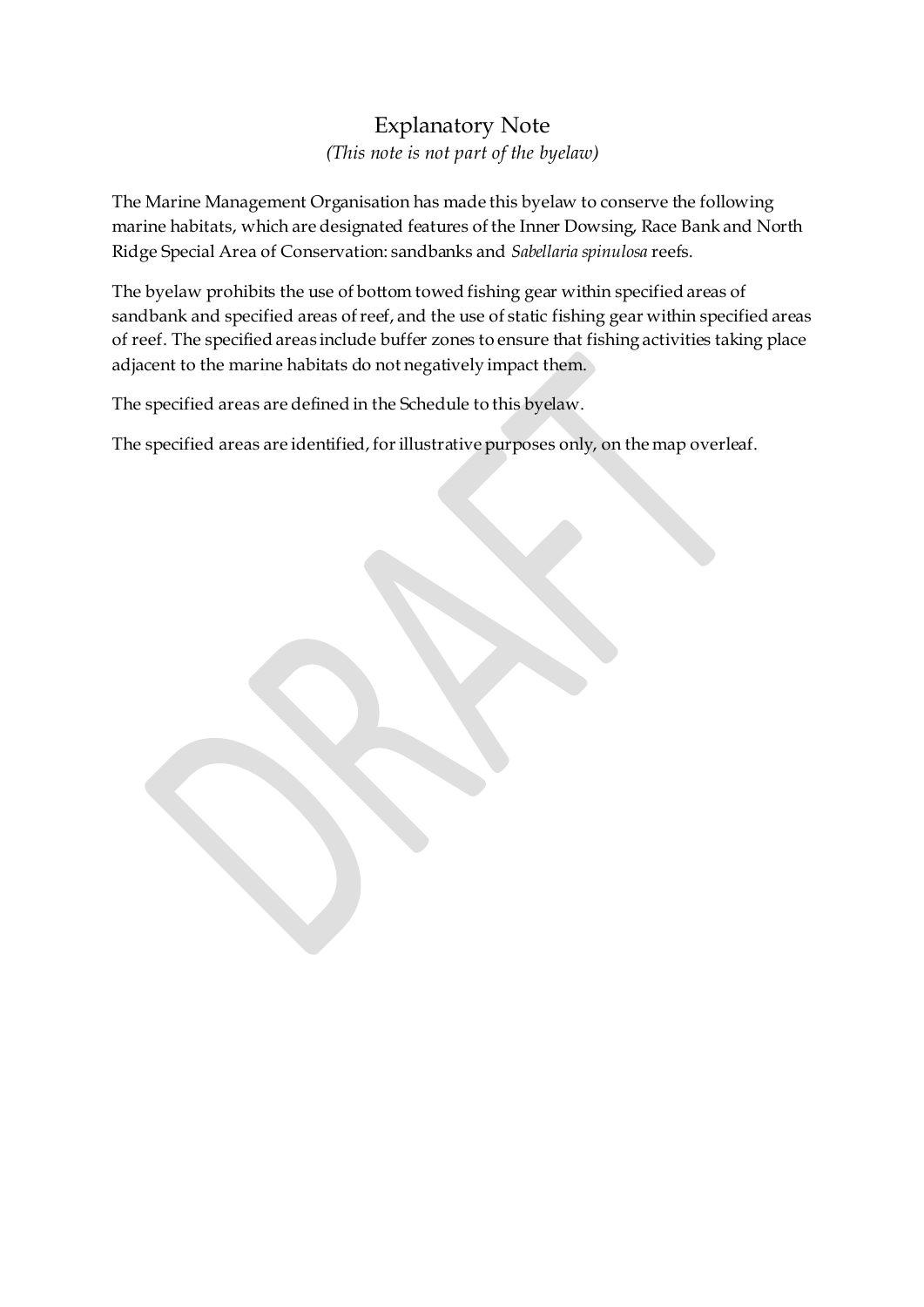# Explanatory Note

*(This note is not part of the byelaw)*

The Marine Management Organisation has made this byelaw to conserve the following marine habitats, which are designated features of the Inner Dowsing, Race Bank and North Ridge Special Area of Conservation: sandbanks and *Sabellaria spinulosa* reefs.

The byelaw prohibits the use of bottom towed fishing gear within specified areas of sandbank and specified areas of reef, and the use of static fishing gear within specified areas of reef. The specified areas include buffer zones to ensure that fishing activities taking place adjacent to the marine habitats do not negatively impact them.

The specified areas are defined in the Schedule to this byelaw.

The specified areas are identified, for illustrative purposes only, on the map overleaf.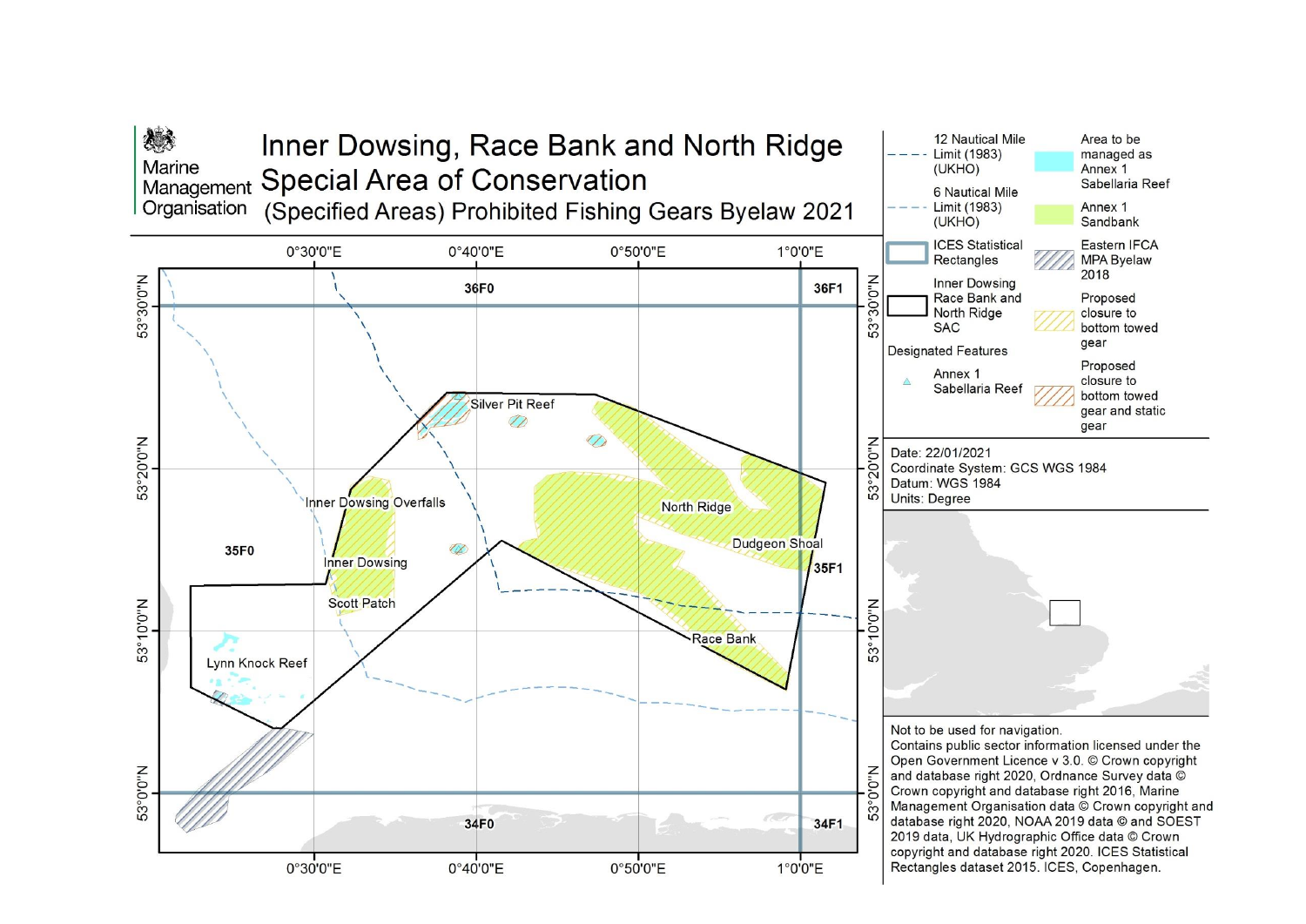Marine Management Organisation

# Inner Dowsing, Race Bank and North Ridge Special Area of Conservation

## (Specified Areas) Prohibited Fishing Gears Byelaw 2021

0°30'0"E
0°40'0"E
0°50'0"E
1°0'0"E

53°30'0"N
53°20'0"N
53°10'0"N
53°0'0"N

36F0
36F1
35F0
35F1
34F0
34F1

Silver Pit Reef
Inner Dowsing Overfalls
North Ridge
Dudgeon Shoal
Inner Dowsing
Scott Patch
Race Bank
Lynn Knock Reef

12 Nautical Mile Limit (1983) (UKHO)

6 Nautical Mile Limit (1983) (UKHO)

ICES Statistical Rectangles

Inner Dowsing Race Bank and North Ridge SAC

Designated Features

Annex 1 Sabellaria Reef

Area to be managed as Annex 1 Sabellaria Reef

Annex 1 Sandbank

Eastern IFCA MPA Byelaw 2018

Proposed closure to bottom towed gear

Proposed closure to bottom towed gear and static gear

Date: 22/01/2021
Coordinate System: GCS WGS 1984
Datum: WGS 1984
Units: Degree

Not to be used for navigation.
Contains public sector information licensed under the Open Government Licence v 3.0. © Crown copyright and database right 2020, Ordnance Survey data © Crown copyright and database right 2016, Marine Management Organisation data © Crown copyright and database right 2020, NOAA 2019 data © and SOEST 2019 data, UK Hydrographic Office data © Crown copyright and database right 2020. ICES Statistical Rectangles dataset 2015. ICES, Copenhagen.